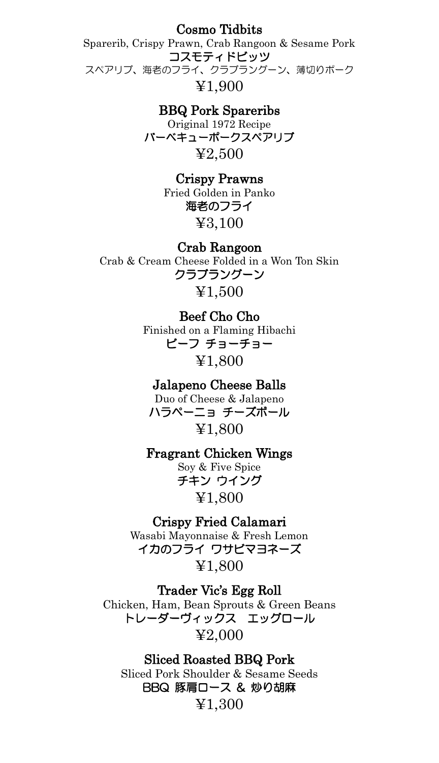## Cosmo Tidbits

Sparerib, Crispy Prawn, Crab Rangoon & Sesame Pork

コスモティドビッツ

スペアリブ、海老のフライ、クラブラングーン、薄切りポーク

¥1,900

## BBQ Pork Spareribs

Original 1972 Recipe

バーベキューポークスペアリブ

¥2,500

## Crispy Prawns

Fried Golden in Panko

海老のフライ

¥3,100

## Crab Rangoon

Crab & Cream Cheese Folded in a Won Ton Skin

クラブラングーン

¥1,500

## Beef Cho Cho

Finished on a Flaming Hibachi

ビーフ チョーチョー

¥1,800

## Jalapeno Cheese Balls

Duo of Cheese & Jalapeno

ハラペーニョ チーズボール

¥1,800

## Fragrant Chicken Wings

Soy & Five Spice

チキン ウイング

¥1,800

## Crispy Fried Calamari

Wasabi Mayonnaise & Fresh Lemon

イカのフライ ワサビマヨネーズ

¥1,800

## Trader Vic's Egg Roll

Chicken, Ham, Bean Sprouts & Green Beans

トレーダーヴィックス　エッグロール

¥2,000

## Sliced Roasted BBQ Pork

Sliced Pork Shoulder & Sesame Seeds

BBQ 豚肩ロース & 炒り胡麻

¥1,300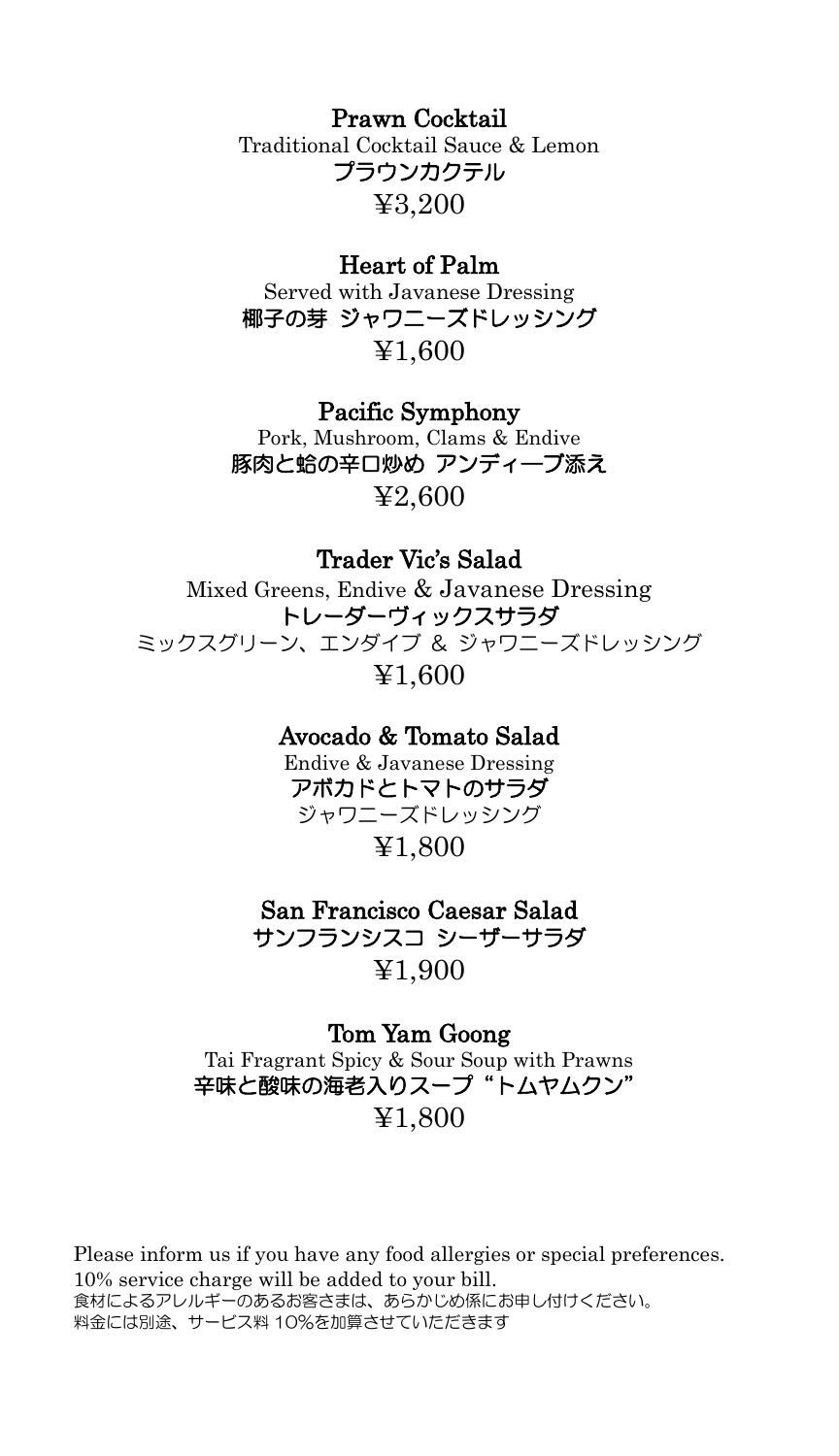### Prawn Cocktail

Traditional Cocktail Sauce & Lemon

プラウンカクテル

¥3,200

### Heart of Palm

Served with Javanese Dressing

椰子の芽 ジャワニーズドレッシング

¥1,600

### Pacific Symphony

Pork, Mushroom, Clams & Endive

豚肉と蛤の辛口炒め アンディーブ添え

¥2,600

### Trader Vic's Salad

Mixed Greens, Endive & Javanese Dressing

トレーダーヴィックスサラダ

ミックスグリーン、エンダイブ ＆ ジャワニーズドレッシング

¥1,600

### Avocado & Tomato Salad

Endive & Javanese Dressing

アボカドとトマトのサラダ

ジャワニーズドレッシング

¥1,800

### San Francisco Caesar Salad

サンフランシスコ シーザーサラダ

¥1,900

### Tom Yam Goong

Tai Fragrant Spicy & Sour Soup with Prawns

辛味と酸味の海老入りスープ "トムヤムクン"

¥1,800

Please inform us if you have any food allergies or special preferences.
10% service charge will be added to your bill.
食材によるアレルギーのあるお客さまは、あらかじめ係にお申し付けください。
料金には別途、サービス料 10%を加算させていただきます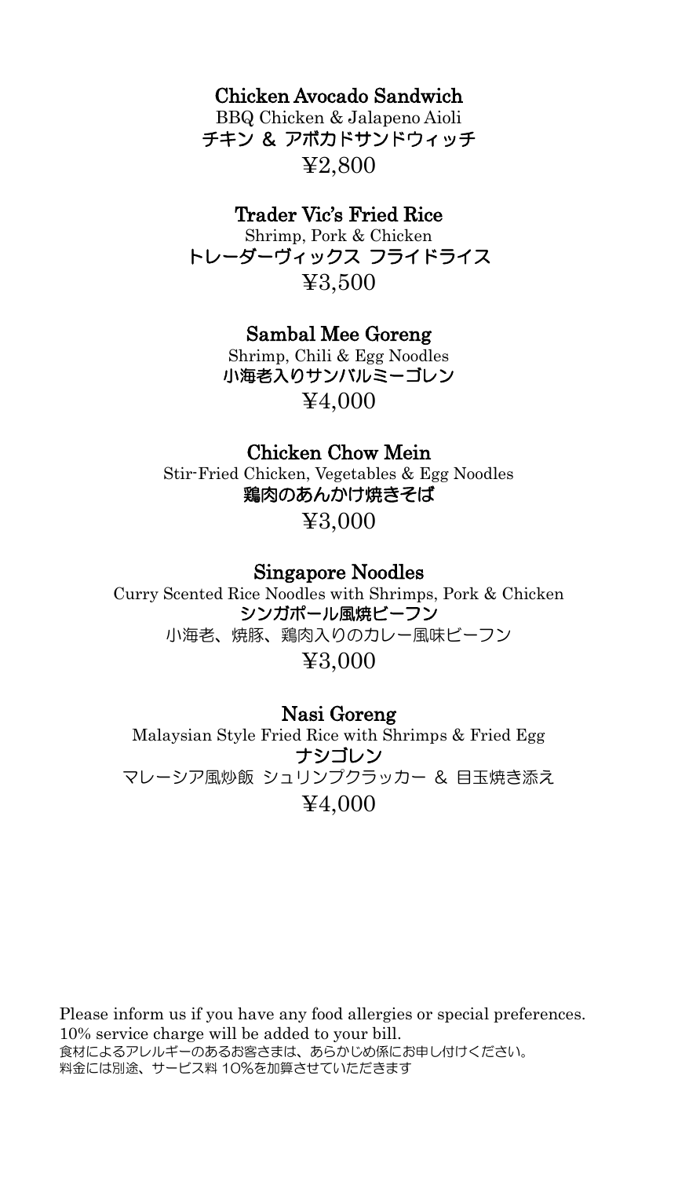### Chicken Avocado Sandwich

BBQ Chicken & Jalapeno Aioli

チキン & アボカドサンドウィッチ

¥2,800

### Trader Vic's Fried Rice

Shrimp, Pork & Chicken

トレーダーヴィックス フライドライス

¥3,500

### Sambal Mee Goreng

Shrimp, Chili & Egg Noodles

小海老入りサンバルミーゴレン

¥4,000

### Chicken Chow Mein

Stir-Fried Chicken, Vegetables & Egg Noodles

鶏肉のあんかけ焼きそば

¥3,000

### Singapore Noodles

Curry Scented Rice Noodles with Shrimps, Pork & Chicken

シンガポール風焼ビーフン

小海老、焼豚、鶏肉入りのカレー風味ビーフン

¥3,000

### Nasi Goreng

Malaysian Style Fried Rice with Shrimps & Fried Egg

ナシゴレン

マレーシア風炒飯 シュリンプクラッカー & 目玉焼き添え

¥4,000

Please inform us if you have any food allergies or special preferences.
10% service charge will be added to your bill.
食材によるアレルギーのあるお客さまは、あらかじめ係にお申し付けください。
料金には別途、サービス料 10%を加算させていただきます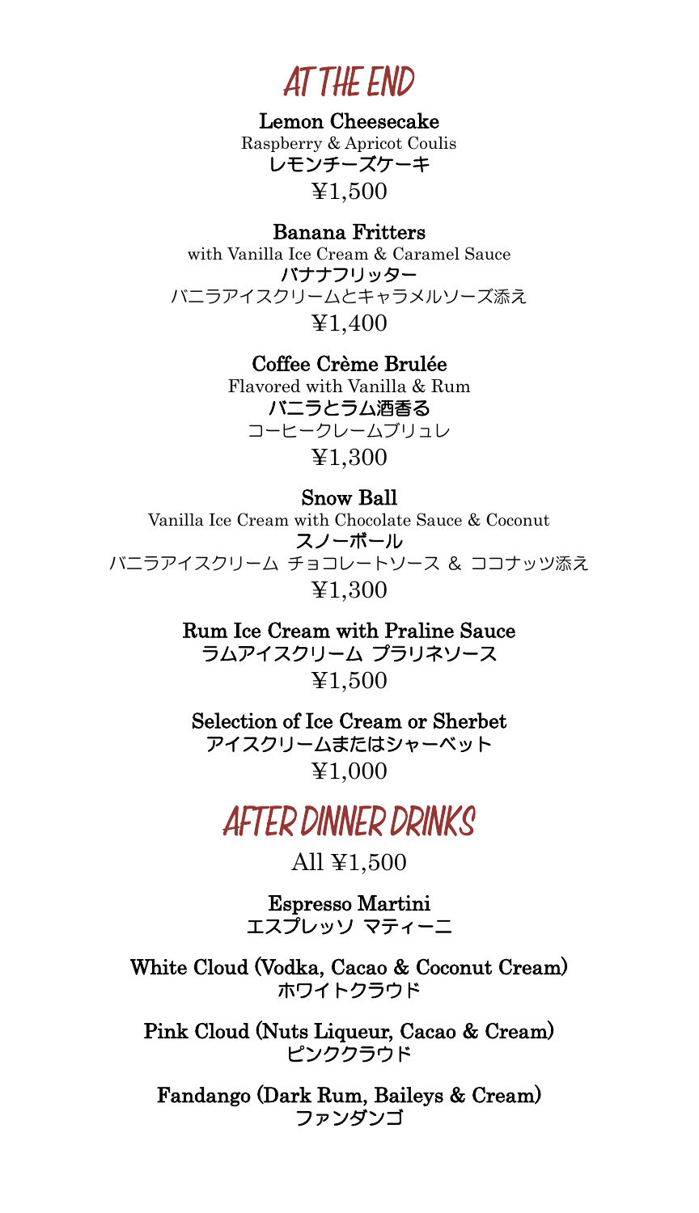# AT THE END

**Lemon Cheesecake**
Raspberry & Apricot Coulis
レモンチーズケーキ
¥1,500

**Banana Fritters**
with Vanilla Ice Cream & Caramel Sauce
バナナフリッター
バニラアイスクリームとキャラメルソーズ添え
¥1,400

**Coffee Crème Brulée**
Flavored with Vanilla & Rum
バニラとラム酒香る
コーヒークレームブリュレ
¥1,300

**Snow Ball**
Vanilla Ice Cream with Chocolate Sauce & Coconut
スノーボール
バニラアイスクリーム チョコレートソース & ココナッツ添え
¥1,300

**Rum Ice Cream with Praline Sauce**
ラムアイスクリーム プラリネソース
¥1,500

**Selection of Ice Cream or Sherbet**
アイスクリームまたはシャーベット
¥1,000

# AFTER DINNER DRINKS

All ¥1,500

**Espresso Martini**
エスプレッソ マティーニ

**White Cloud (Vodka, Cacao & Coconut Cream)**
ホワイトクラウド

**Pink Cloud (Nuts Liqueur, Cacao & Cream)**
ピンククラウド

**Fandango (Dark Rum, Baileys & Cream)**
ファンダンゴ